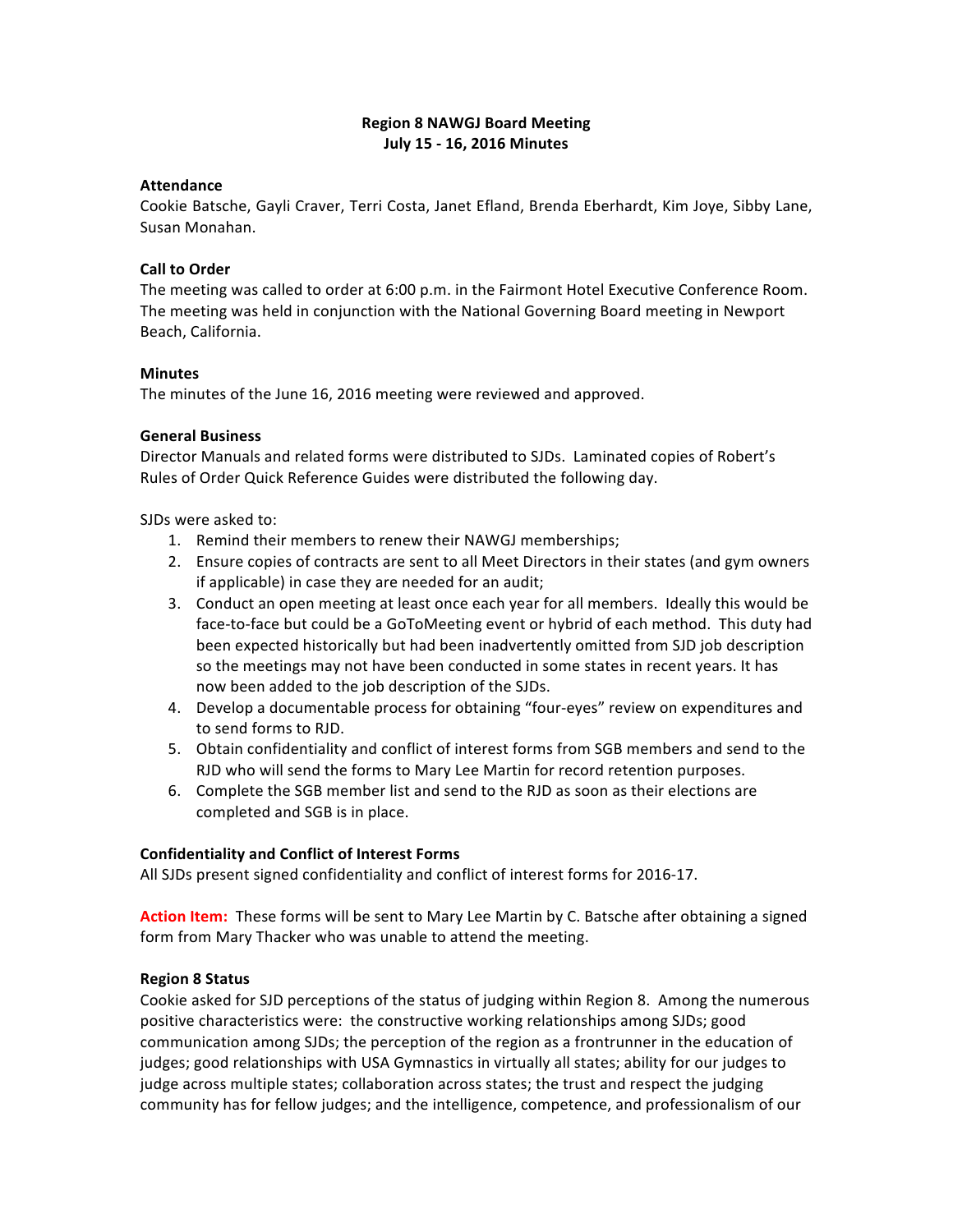**Region 8 NAWGJ Board Meeting**
**July 15 - 16, 2016 Minutes**

**Attendance**

Cookie Batsche, Gayli Craver, Terri Costa, Janet Efland, Brenda Eberhardt, Kim Joye, Sibby Lane, Susan Monahan.

**Call to Order**

The meeting was called to order at 6:00 p.m. in the Fairmont Hotel Executive Conference Room. The meeting was held in conjunction with the National Governing Board meeting in Newport Beach, California.

**Minutes**

The minutes of the June 16, 2016 meeting were reviewed and approved.

**General Business**

Director Manuals and related forms were distributed to SJDs. Laminated copies of Robert's Rules of Order Quick Reference Guides were distributed the following day.

SJDs were asked to:

1. Remind their members to renew their NAWGJ memberships;
2. Ensure copies of contracts are sent to all Meet Directors in their states (and gym owners if applicable) in case they are needed for an audit;
3. Conduct an open meeting at least once each year for all members. Ideally this would be face-to-face but could be a GoToMeeting event or hybrid of each method. This duty had been expected historically but had been inadvertently omitted from SJD job description so the meetings may not have been conducted in some states in recent years. It has now been added to the job description of the SJDs.
4. Develop a documentable process for obtaining "four-eyes" review on expenditures and to send forms to RJD.
5. Obtain confidentiality and conflict of interest forms from SGB members and send to the RJD who will send the forms to Mary Lee Martin for record retention purposes.
6. Complete the SGB member list and send to the RJD as soon as their elections are completed and SGB is in place.

**Confidentiality and Conflict of Interest Forms**

All SJDs present signed confidentiality and conflict of interest forms for 2016-17.

**Action Item:** These forms will be sent to Mary Lee Martin by C. Batsche after obtaining a signed form from Mary Thacker who was unable to attend the meeting.

**Region 8 Status**

Cookie asked for SJD perceptions of the status of judging within Region 8. Among the numerous positive characteristics were: the constructive working relationships among SJDs; good communication among SJDs; the perception of the region as a frontrunner in the education of judges; good relationships with USA Gymnastics in virtually all states; ability for our judges to judge across multiple states; collaboration across states; the trust and respect the judging community has for fellow judges; and the intelligence, competence, and professionalism of our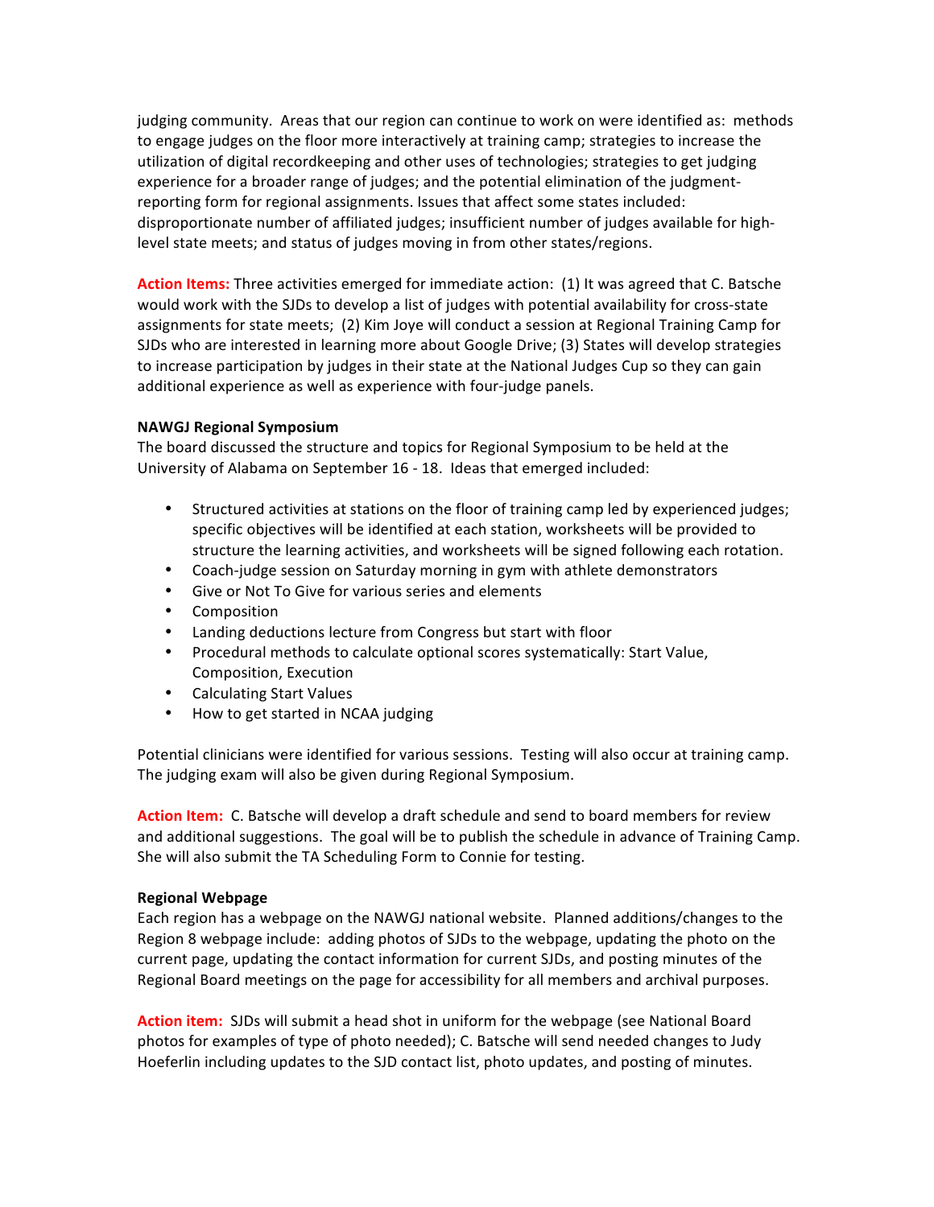judging community. Areas that our region can continue to work on were identified as: methods to engage judges on the floor more interactively at training camp; strategies to increase the utilization of digital recordkeeping and other uses of technologies; strategies to get judging experience for a broader range of judges; and the potential elimination of the judgment-reporting form for regional assignments. Issues that affect some states included: disproportionate number of affiliated judges; insufficient number of judges available for high-level state meets; and status of judges moving in from other states/regions.

**Action Items:** Three activities emerged for immediate action: (1) It was agreed that C. Batsche would work with the SJDs to develop a list of judges with potential availability for cross-state assignments for state meets; (2) Kim Joye will conduct a session at Regional Training Camp for SJDs who are interested in learning more about Google Drive; (3) States will develop strategies to increase participation by judges in their state at the National Judges Cup so they can gain additional experience as well as experience with four-judge panels.

**NAWGJ Regional Symposium**

The board discussed the structure and topics for Regional Symposium to be held at the University of Alabama on September 16 - 18. Ideas that emerged included:

- Structured activities at stations on the floor of training camp led by experienced judges; specific objectives will be identified at each station, worksheets will be provided to structure the learning activities, and worksheets will be signed following each rotation.
- Coach-judge session on Saturday morning in gym with athlete demonstrators
- Give or Not To Give for various series and elements
- Composition
- Landing deductions lecture from Congress but start with floor
- Procedural methods to calculate optional scores systematically: Start Value, Composition, Execution
- Calculating Start Values
- How to get started in NCAA judging

Potential clinicians were identified for various sessions. Testing will also occur at training camp. The judging exam will also be given during Regional Symposium.

**Action Item:** C. Batsche will develop a draft schedule and send to board members for review and additional suggestions. The goal will be to publish the schedule in advance of Training Camp. She will also submit the TA Scheduling Form to Connie for testing.

**Regional Webpage**

Each region has a webpage on the NAWGJ national website. Planned additions/changes to the Region 8 webpage include: adding photos of SJDs to the webpage, updating the photo on the current page, updating the contact information for current SJDs, and posting minutes of the Regional Board meetings on the page for accessibility for all members and archival purposes.

**Action item:** SJDs will submit a head shot in uniform for the webpage (see National Board photos for examples of type of photo needed); C. Batsche will send needed changes to Judy Hoeferlin including updates to the SJD contact list, photo updates, and posting of minutes.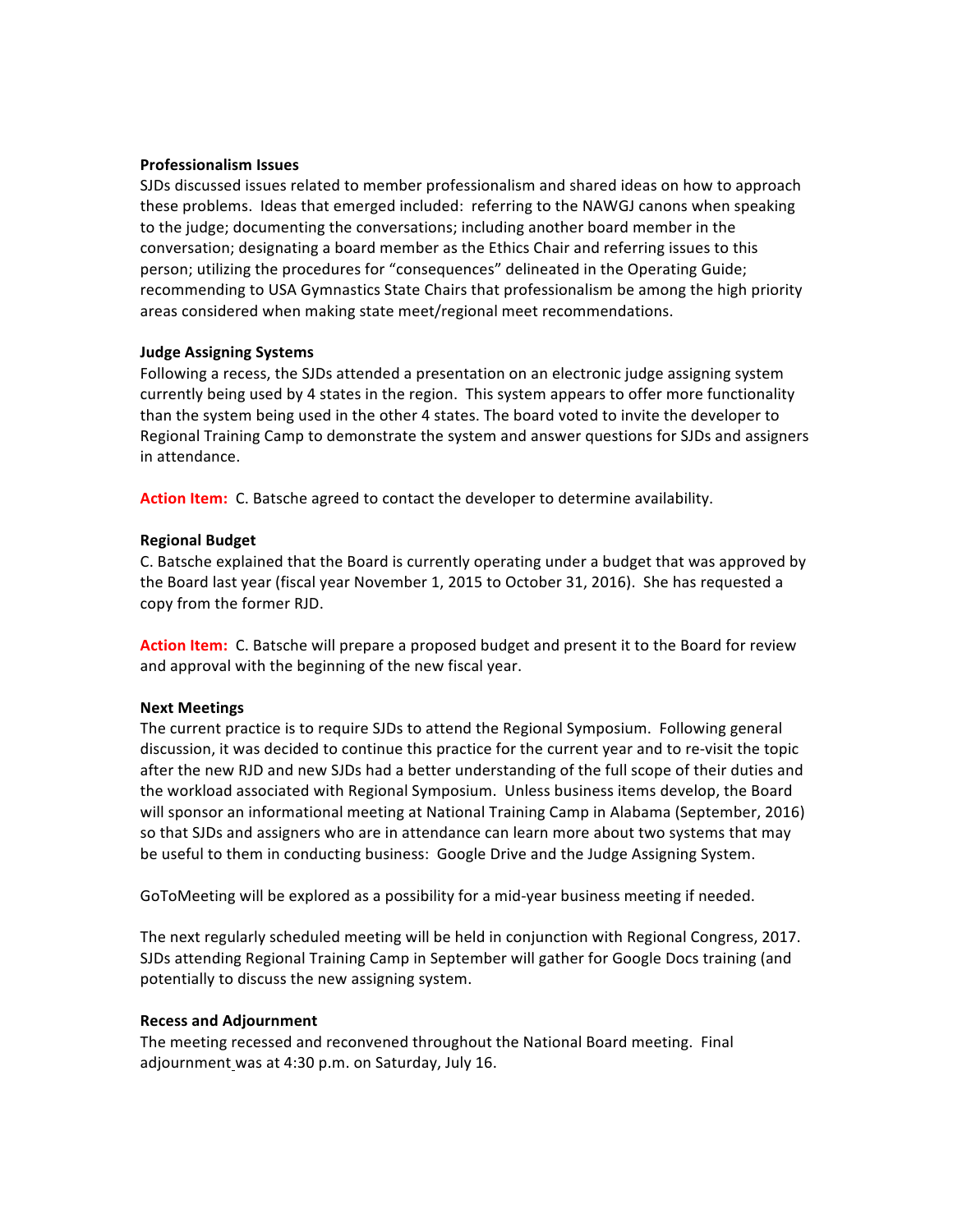**Professionalism Issues**

SJDs discussed issues related to member professionalism and shared ideas on how to approach these problems. Ideas that emerged included: referring to the NAWGJ canons when speaking to the judge; documenting the conversations; including another board member in the conversation; designating a board member as the Ethics Chair and referring issues to this person; utilizing the procedures for "consequences" delineated in the Operating Guide; recommending to USA Gymnastics State Chairs that professionalism be among the high priority areas considered when making state meet/regional meet recommendations.

**Judge Assigning Systems**

Following a recess, the SJDs attended a presentation on an electronic judge assigning system currently being used by 4 states in the region. This system appears to offer more functionality than the system being used in the other 4 states. The board voted to invite the developer to Regional Training Camp to demonstrate the system and answer questions for SJDs and assigners in attendance.

**Action Item:** C. Batsche agreed to contact the developer to determine availability.

**Regional Budget**

C. Batsche explained that the Board is currently operating under a budget that was approved by the Board last year (fiscal year November 1, 2015 to October 31, 2016). She has requested a copy from the former RJD.

**Action Item:** C. Batsche will prepare a proposed budget and present it to the Board for review and approval with the beginning of the new fiscal year.

**Next Meetings**

The current practice is to require SJDs to attend the Regional Symposium. Following general discussion, it was decided to continue this practice for the current year and to re-visit the topic after the new RJD and new SJDs had a better understanding of the full scope of their duties and the workload associated with Regional Symposium. Unless business items develop, the Board will sponsor an informational meeting at National Training Camp in Alabama (September, 2016) so that SJDs and assigners who are in attendance can learn more about two systems that may be useful to them in conducting business: Google Drive and the Judge Assigning System.

GoToMeeting will be explored as a possibility for a mid-year business meeting if needed.

The next regularly scheduled meeting will be held in conjunction with Regional Congress, 2017. SJDs attending Regional Training Camp in September will gather for Google Docs training (and potentially to discuss the new assigning system.

**Recess and Adjournment**

The meeting recessed and reconvened throughout the National Board meeting. Final adjournment was at 4:30 p.m. on Saturday, July 16.